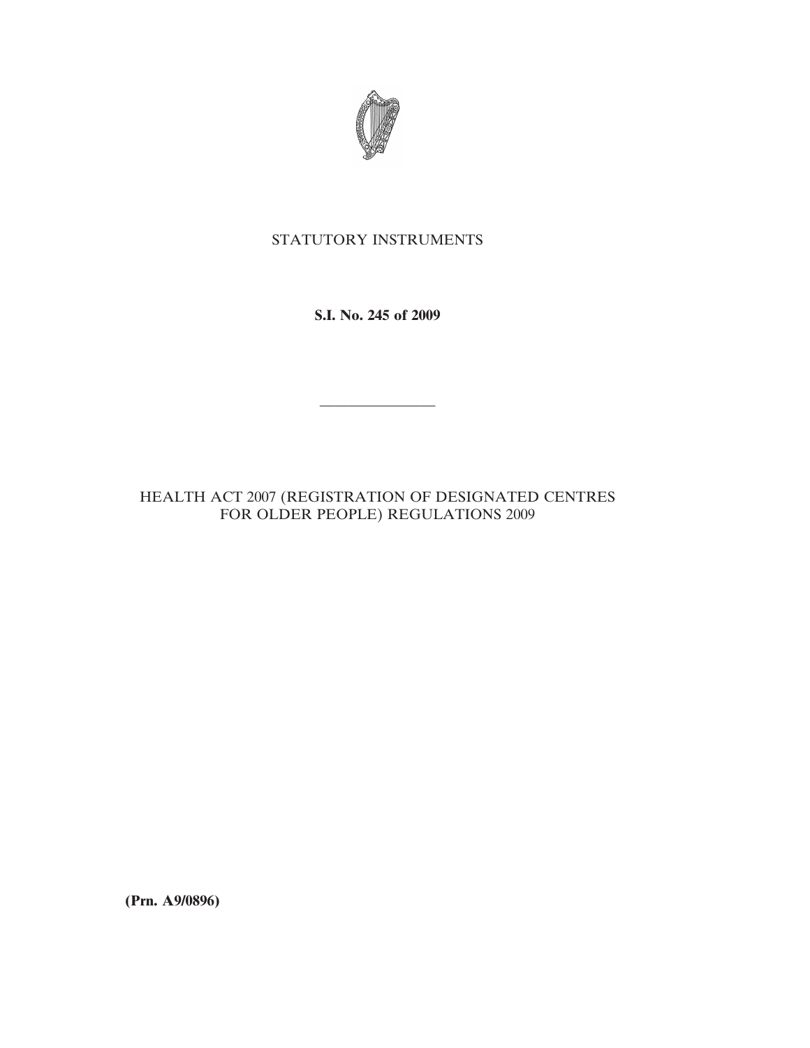STATUTORY INSTRUMENTS

**S.I. No. 245 of 2009**

---

HEALTH ACT 2007 (REGISTRATION OF DESIGNATED CENTRES FOR OLDER PEOPLE) REGULATIONS 2009

**(Prn. A9/0896)**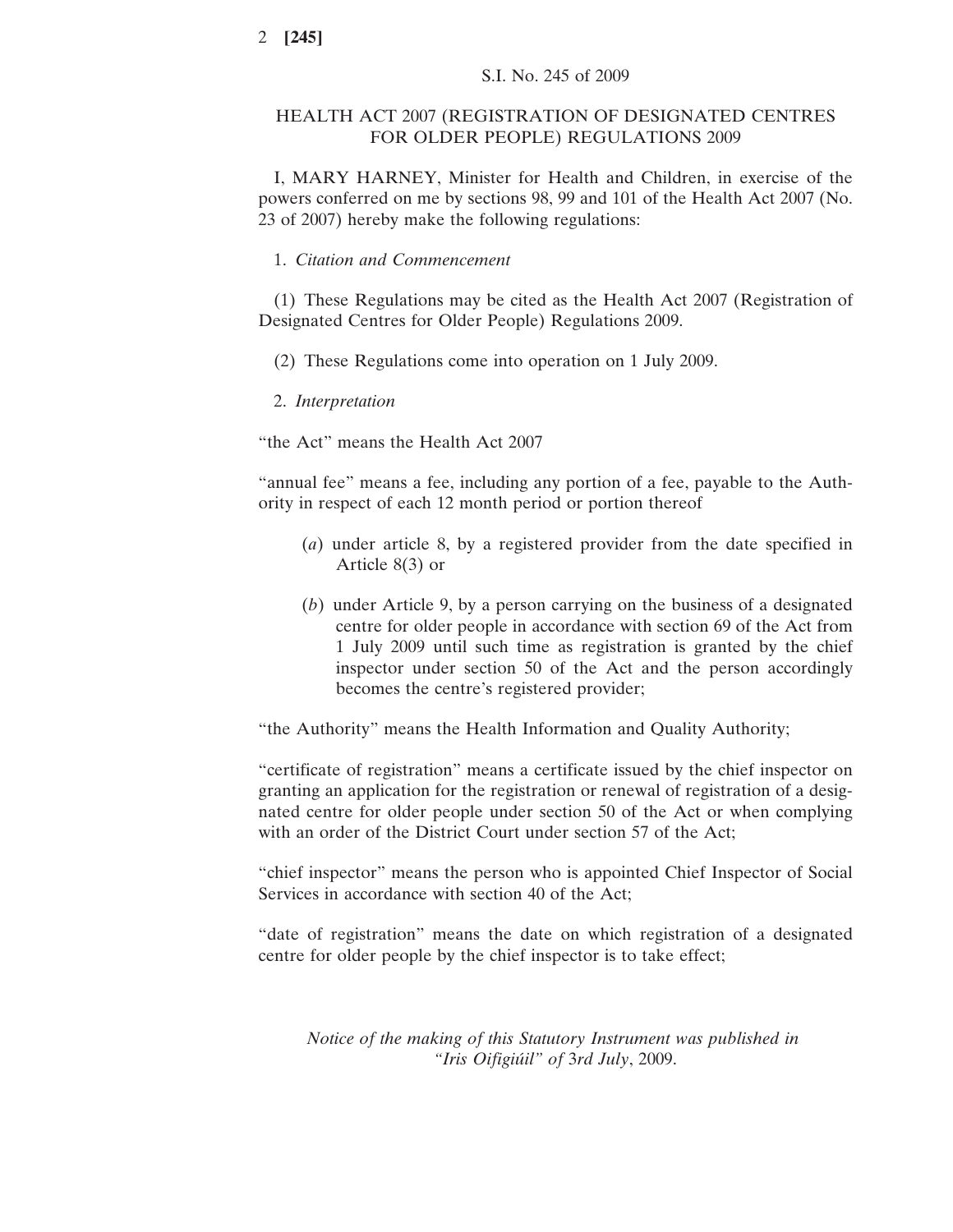S.I. No. 245 of 2009

# HEALTH ACT 2007 (REGISTRATION OF DESIGNATED CENTRES FOR OLDER PEOPLE) REGULATIONS 2009

I, MARY HARNEY, Minister for Health and Children, in exercise of the powers conferred on me by sections 98, 99 and 101 of the Health Act 2007 (No. 23 of 2007) hereby make the following regulations:

1. *Citation and Commencement*

(1) These Regulations may be cited as the Health Act 2007 (Registration of Designated Centres for Older People) Regulations 2009.

(2) These Regulations come into operation on 1 July 2009.

2. *Interpretation*

"the Act" means the Health Act 2007

"annual fee" means a fee, including any portion of a fee, payable to the Authority in respect of each 12 month period or portion thereof

- (*a*) under article 8, by a registered provider from the date specified in Article 8(3) or
- (*b*) under Article 9, by a person carrying on the business of a designated centre for older people in accordance with section 69 of the Act from 1 July 2009 until such time as registration is granted by the chief inspector under section 50 of the Act and the person accordingly becomes the centre's registered provider;

"the Authority" means the Health Information and Quality Authority;

"certificate of registration" means a certificate issued by the chief inspector on granting an application for the registration or renewal of registration of a designated centre for older people under section 50 of the Act or when complying with an order of the District Court under section 57 of the Act;

"chief inspector" means the person who is appointed Chief Inspector of Social Services in accordance with section 40 of the Act;

"date of registration" means the date on which registration of a designated centre for older people by the chief inspector is to take effect;

*Notice of the making of this Statutory Instrument was published in "Iris Oifigiúil" of* 3*rd July*, 2009.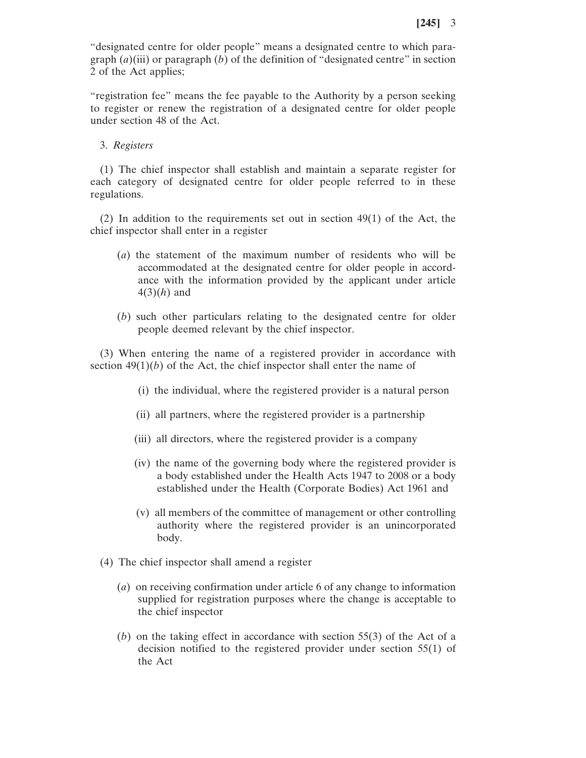"designated centre for older people" means a designated centre to which paragraph (*a*)(iii) or paragraph (*b*) of the definition of "designated centre" in section 2 of the Act applies;

"registration fee" means the fee payable to the Authority by a person seeking to register or renew the registration of a designated centre for older people under section 48 of the Act.

3. *Registers*

(1) The chief inspector shall establish and maintain a separate register for each category of designated centre for older people referred to in these regulations.

(2) In addition to the requirements set out in section 49(1) of the Act, the chief inspector shall enter in a register

(*a*) the statement of the maximum number of residents who will be accommodated at the designated centre for older people in accordance with the information provided by the applicant under article 4(3)(*h*) and

(*b*) such other particulars relating to the designated centre for older people deemed relevant by the chief inspector.

(3) When entering the name of a registered provider in accordance with section 49(1)(*b*) of the Act, the chief inspector shall enter the name of

(i) the individual, where the registered provider is a natural person

(ii) all partners, where the registered provider is a partnership

(iii) all directors, where the registered provider is a company

(iv) the name of the governing body where the registered provider is a body established under the Health Acts 1947 to 2008 or a body established under the Health (Corporate Bodies) Act 1961 and

(v) all members of the committee of management or other controlling authority where the registered provider is an unincorporated body.

(4) The chief inspector shall amend a register

(*a*) on receiving confirmation under article 6 of any change to information supplied for registration purposes where the change is acceptable to the chief inspector

(*b*) on the taking effect in accordance with section 55(3) of the Act of a decision notified to the registered provider under section 55(1) of the Act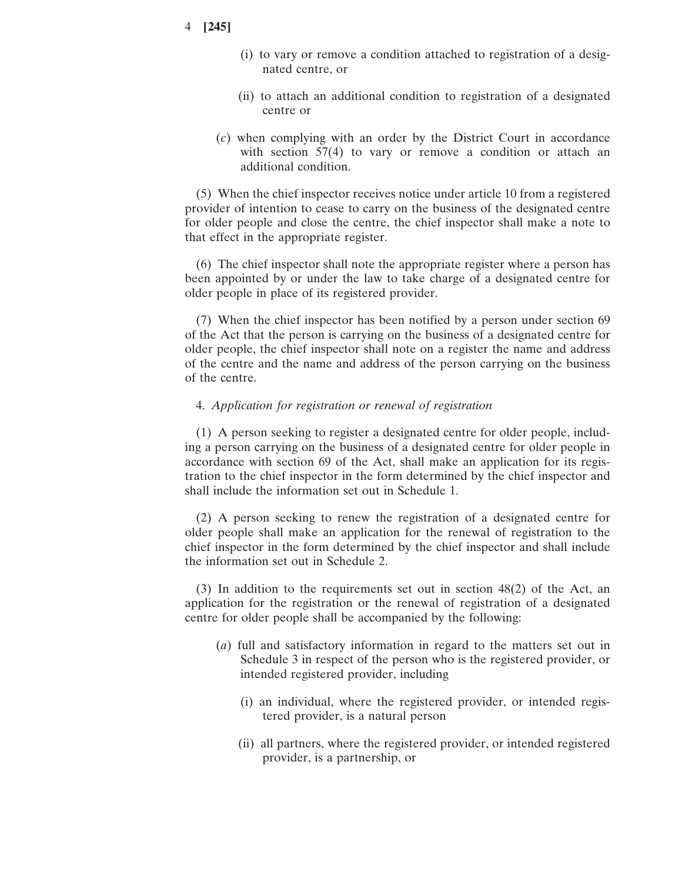(i) to vary or remove a condition attached to registration of a designated centre, or

(ii) to attach an additional condition to registration of a designated centre or

(*c*) when complying with an order by the District Court in accordance with section 57(4) to vary or remove a condition or attach an additional condition.

(5) When the chief inspector receives notice under article 10 from a registered provider of intention to cease to carry on the business of the designated centre for older people and close the centre, the chief inspector shall make a note to that effect in the appropriate register.

(6) The chief inspector shall note the appropriate register where a person has been appointed by or under the law to take charge of a designated centre for older people in place of its registered provider.

(7) When the chief inspector has been notified by a person under section 69 of the Act that the person is carrying on the business of a designated centre for older people, the chief inspector shall note on a register the name and address of the centre and the name and address of the person carrying on the business of the centre.

4. *Application for registration or renewal of registration*

(1) A person seeking to register a designated centre for older people, including a person carrying on the business of a designated centre for older people in accordance with section 69 of the Act, shall make an application for its registration to the chief inspector in the form determined by the chief inspector and shall include the information set out in Schedule 1.

(2) A person seeking to renew the registration of a designated centre for older people shall make an application for the renewal of registration to the chief inspector in the form determined by the chief inspector and shall include the information set out in Schedule 2.

(3) In addition to the requirements set out in section 48(2) of the Act, an application for the registration or the renewal of registration of a designated centre for older people shall be accompanied by the following:

(*a*) full and satisfactory information in regard to the matters set out in Schedule 3 in respect of the person who is the registered provider, or intended registered provider, including

(i) an individual, where the registered provider, or intended registered provider, is a natural person

(ii) all partners, where the registered provider, or intended registered provider, is a partnership, or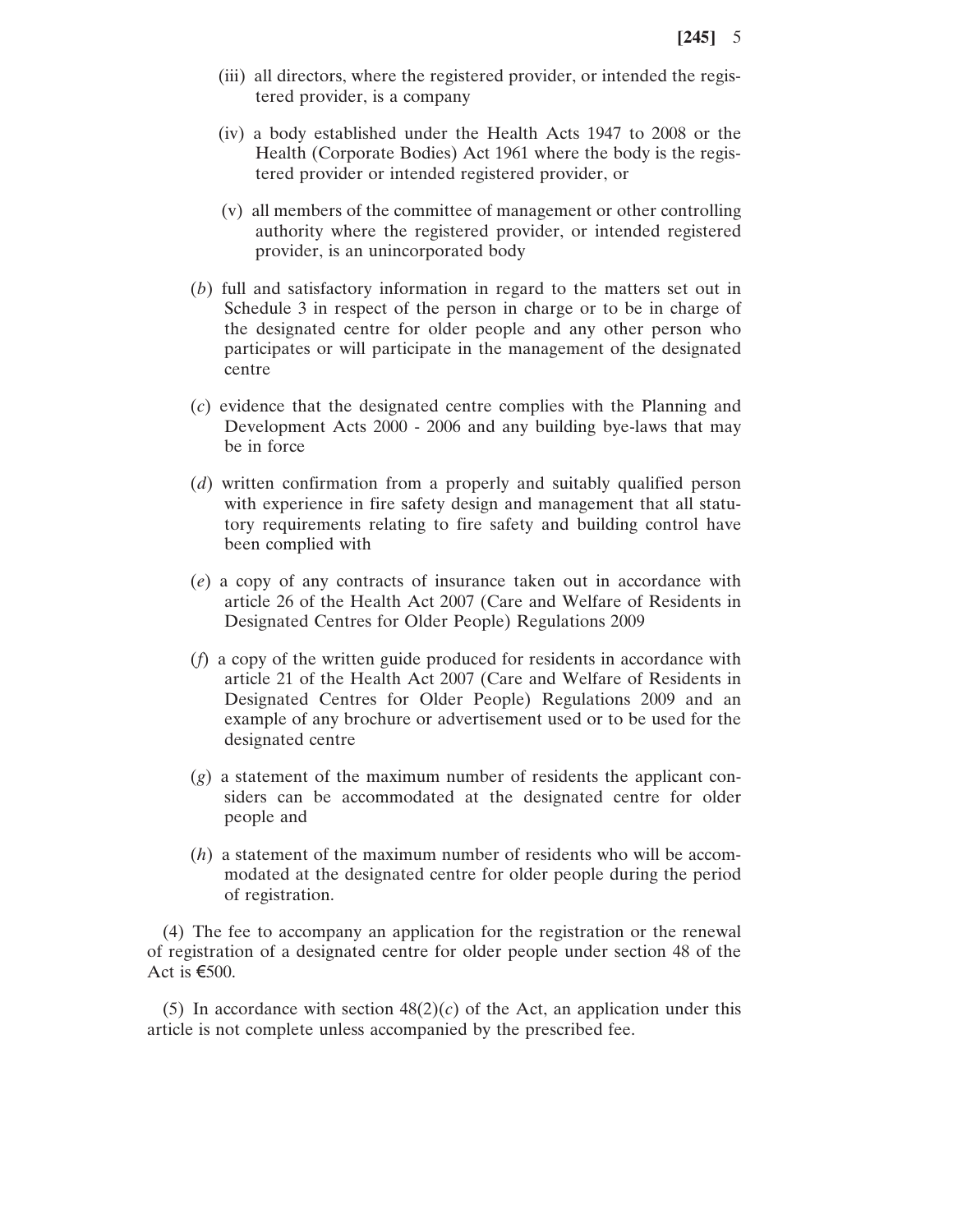(iii) all directors, where the registered provider, or intended the registered provider, is a company

(iv) a body established under the Health Acts 1947 to 2008 or the Health (Corporate Bodies) Act 1961 where the body is the registered provider or intended registered provider, or

(v) all members of the committee of management or other controlling authority where the registered provider, or intended registered provider, is an unincorporated body

(*b*) full and satisfactory information in regard to the matters set out in Schedule 3 in respect of the person in charge or to be in charge of the designated centre for older people and any other person who participates or will participate in the management of the designated centre

(*c*) evidence that the designated centre complies with the Planning and Development Acts 2000 - 2006 and any building bye-laws that may be in force

(*d*) written confirmation from a properly and suitably qualified person with experience in fire safety design and management that all statutory requirements relating to fire safety and building control have been complied with

(*e*) a copy of any contracts of insurance taken out in accordance with article 26 of the Health Act 2007 (Care and Welfare of Residents in Designated Centres for Older People) Regulations 2009

(*f*) a copy of the written guide produced for residents in accordance with article 21 of the Health Act 2007 (Care and Welfare of Residents in Designated Centres for Older People) Regulations 2009 and an example of any brochure or advertisement used or to be used for the designated centre

(*g*) a statement of the maximum number of residents the applicant considers can be accommodated at the designated centre for older people and

(*h*) a statement of the maximum number of residents who will be accommodated at the designated centre for older people during the period of registration.

(4) The fee to accompany an application for the registration or the renewal of registration of a designated centre for older people under section 48 of the Act is €500.

(5) In accordance with section 48(2)(*c*) of the Act, an application under this article is not complete unless accompanied by the prescribed fee.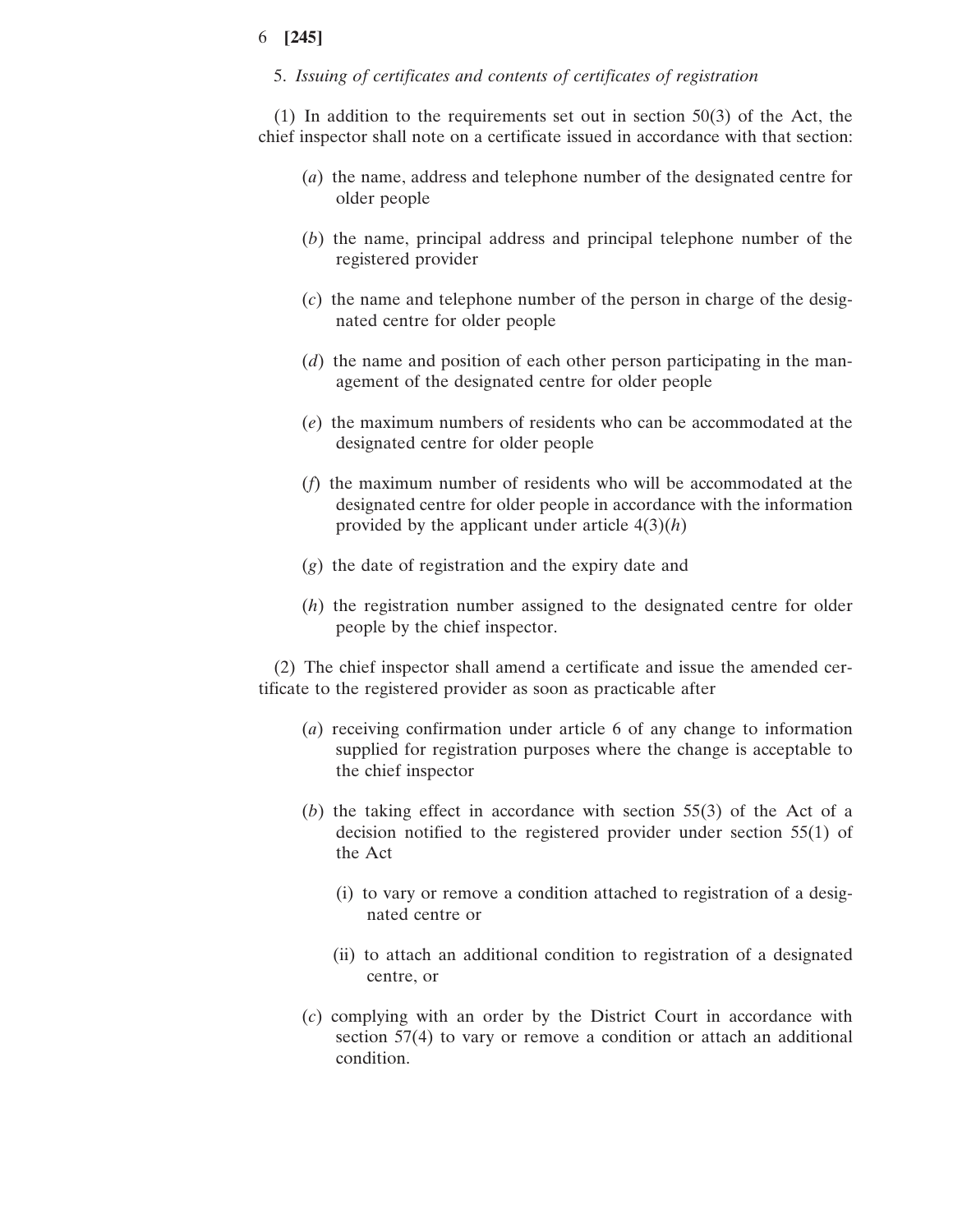5. *Issuing of certificates and contents of certificates of registration*

(1) In addition to the requirements set out in section 50(3) of the Act, the chief inspector shall note on a certificate issued in accordance with that section:

(*a*) the name, address and telephone number of the designated centre for older people

(*b*) the name, principal address and principal telephone number of the registered provider

(*c*) the name and telephone number of the person in charge of the designated centre for older people

(*d*) the name and position of each other person participating in the management of the designated centre for older people

(*e*) the maximum numbers of residents who can be accommodated at the designated centre for older people

(*f*) the maximum number of residents who will be accommodated at the designated centre for older people in accordance with the information provided by the applicant under article 4(3)(*h*)

(*g*) the date of registration and the expiry date and

(*h*) the registration number assigned to the designated centre for older people by the chief inspector.

(2) The chief inspector shall amend a certificate and issue the amended certificate to the registered provider as soon as practicable after

(*a*) receiving confirmation under article 6 of any change to information supplied for registration purposes where the change is acceptable to the chief inspector

(*b*) the taking effect in accordance with section 55(3) of the Act of a decision notified to the registered provider under section 55(1) of the Act

(i) to vary or remove a condition attached to registration of a designated centre or

(ii) to attach an additional condition to registration of a designated centre, or

(*c*) complying with an order by the District Court in accordance with section 57(4) to vary or remove a condition or attach an additional condition.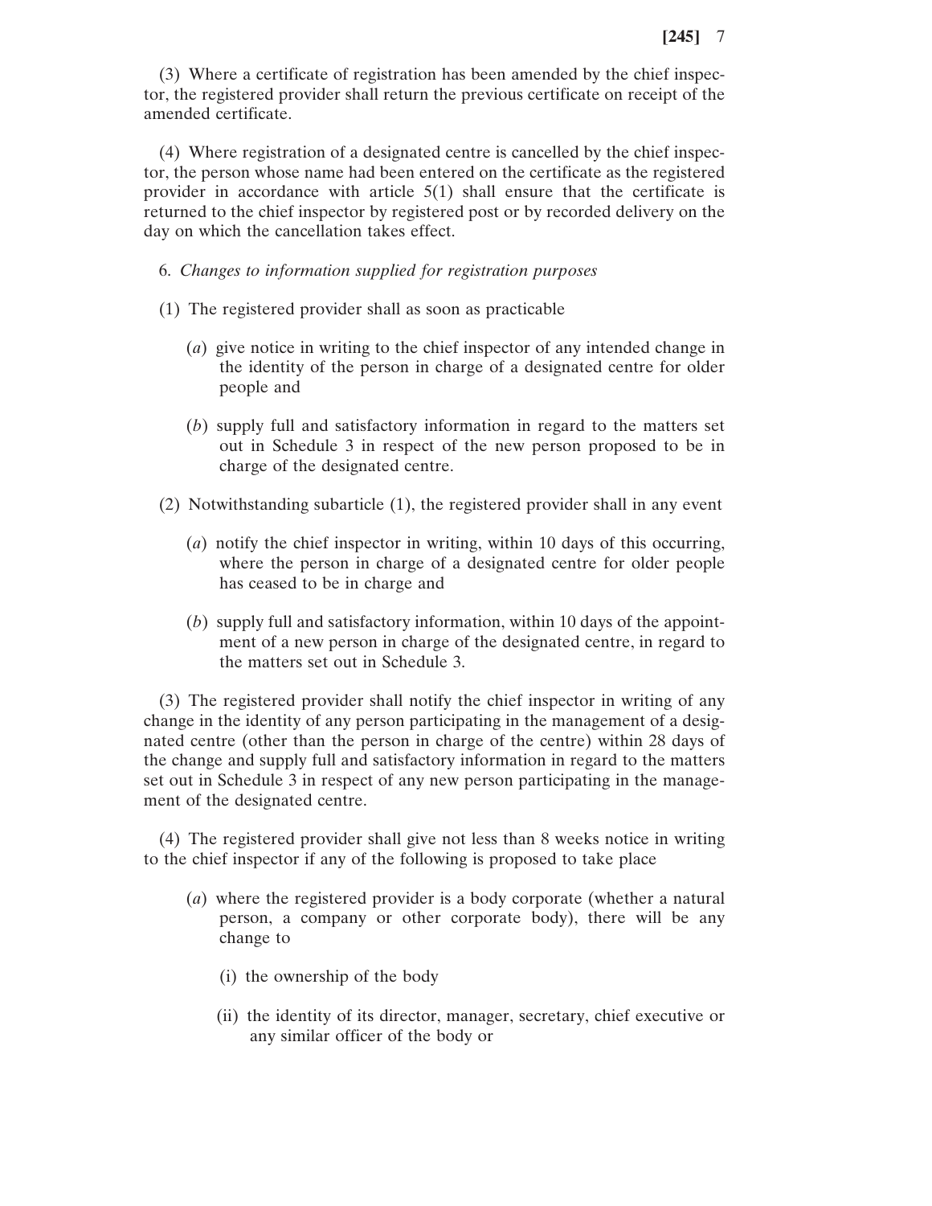(3) Where a certificate of registration has been amended by the chief inspector, the registered provider shall return the previous certificate on receipt of the amended certificate.

(4) Where registration of a designated centre is cancelled by the chief inspector, the person whose name had been entered on the certificate as the registered provider in accordance with article 5(1) shall ensure that the certificate is returned to the chief inspector by registered post or by recorded delivery on the day on which the cancellation takes effect.

6. *Changes to information supplied for registration purposes*

(1) The registered provider shall as soon as practicable

(*a*) give notice in writing to the chief inspector of any intended change in the identity of the person in charge of a designated centre for older people and

(*b*) supply full and satisfactory information in regard to the matters set out in Schedule 3 in respect of the new person proposed to be in charge of the designated centre.

(2) Notwithstanding subarticle (1), the registered provider shall in any event

(*a*) notify the chief inspector in writing, within 10 days of this occurring, where the person in charge of a designated centre for older people has ceased to be in charge and

(*b*) supply full and satisfactory information, within 10 days of the appointment of a new person in charge of the designated centre, in regard to the matters set out in Schedule 3.

(3) The registered provider shall notify the chief inspector in writing of any change in the identity of any person participating in the management of a designated centre (other than the person in charge of the centre) within 28 days of the change and supply full and satisfactory information in regard to the matters set out in Schedule 3 in respect of any new person participating in the management of the designated centre.

(4) The registered provider shall give not less than 8 weeks notice in writing to the chief inspector if any of the following is proposed to take place

(*a*) where the registered provider is a body corporate (whether a natural person, a company or other corporate body), there will be any change to

(i) the ownership of the body

(ii) the identity of its director, manager, secretary, chief executive or any similar officer of the body or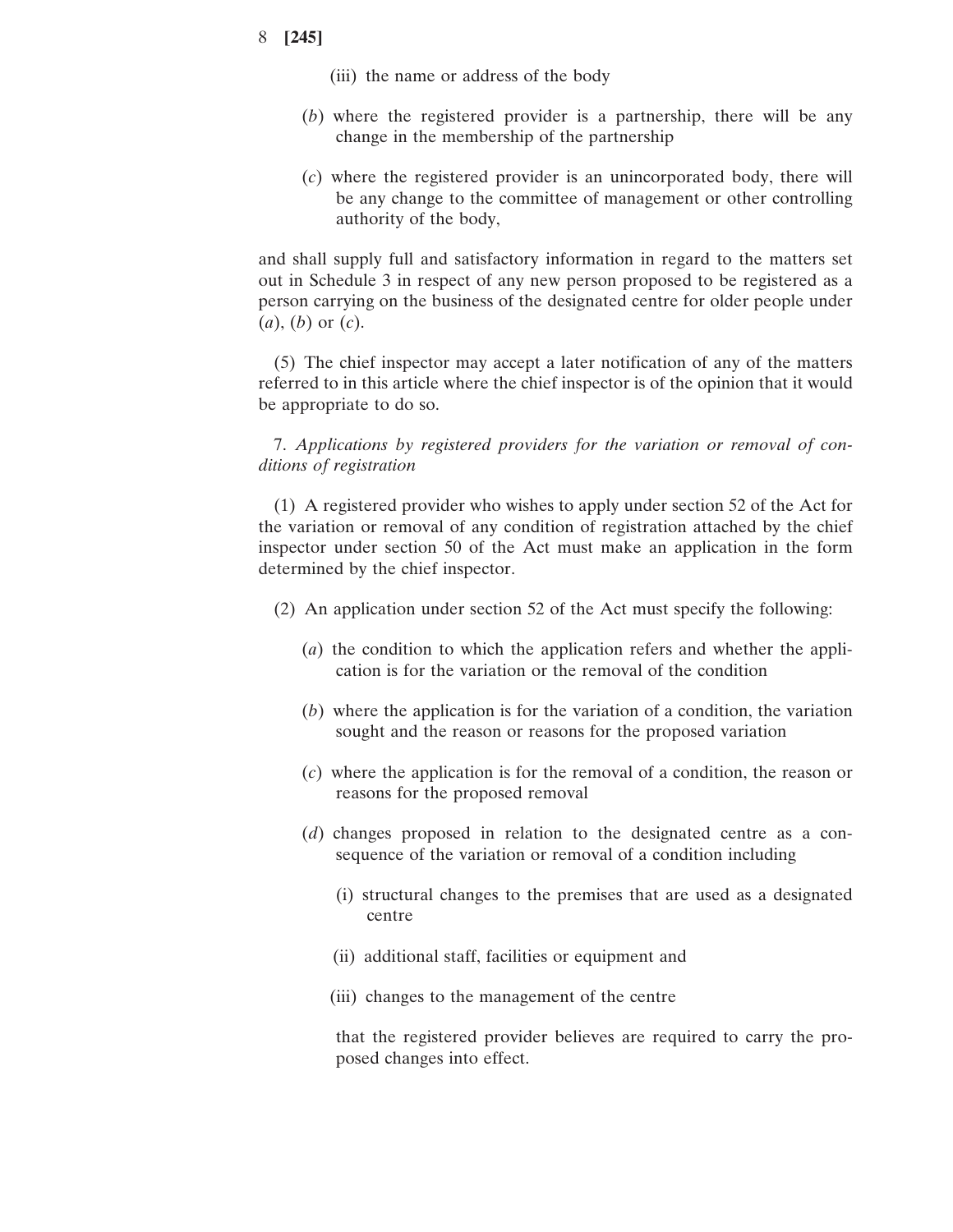(iii) the name or address of the body

(*b*) where the registered provider is a partnership, there will be any change in the membership of the partnership

(*c*) where the registered provider is an unincorporated body, there will be any change to the committee of management or other controlling authority of the body,

and shall supply full and satisfactory information in regard to the matters set out in Schedule 3 in respect of any new person proposed to be registered as a person carrying on the business of the designated centre for older people under (*a*), (*b*) or (*c*).

(5) The chief inspector may accept a later notification of any of the matters referred to in this article where the chief inspector is of the opinion that it would be appropriate to do so.

7. *Applications by registered providers for the variation or removal of conditions of registration*

(1) A registered provider who wishes to apply under section 52 of the Act for the variation or removal of any condition of registration attached by the chief inspector under section 50 of the Act must make an application in the form determined by the chief inspector.

(2) An application under section 52 of the Act must specify the following:

(*a*) the condition to which the application refers and whether the application is for the variation or the removal of the condition

(*b*) where the application is for the variation of a condition, the variation sought and the reason or reasons for the proposed variation

(*c*) where the application is for the removal of a condition, the reason or reasons for the proposed removal

(*d*) changes proposed in relation to the designated centre as a consequence of the variation or removal of a condition including

(i) structural changes to the premises that are used as a designated centre

(ii) additional staff, facilities or equipment and

(iii) changes to the management of the centre

that the registered provider believes are required to carry the proposed changes into effect.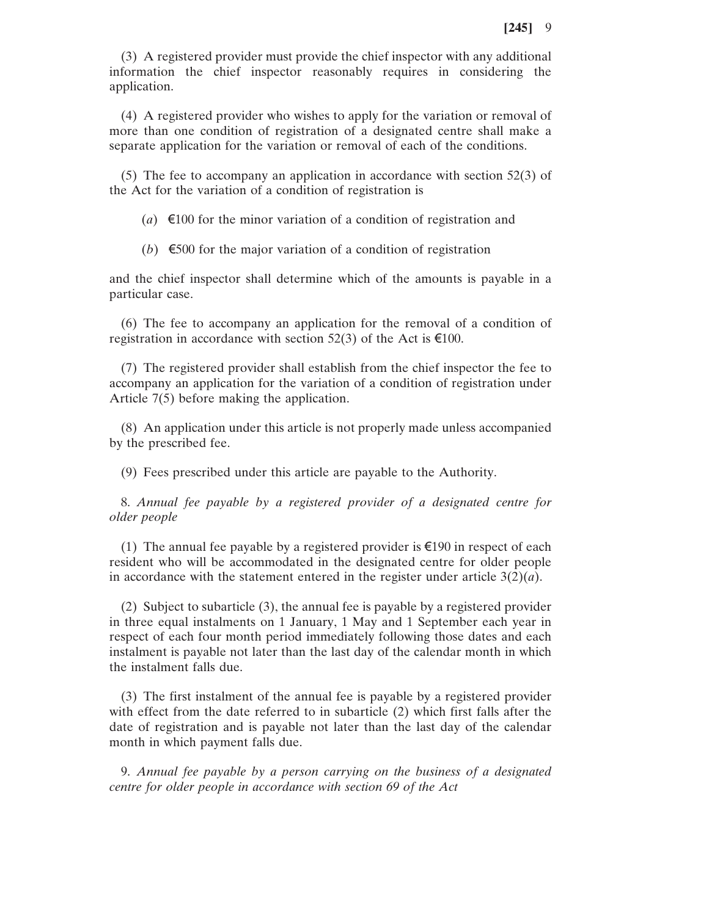(3) A registered provider must provide the chief inspector with any additional information the chief inspector reasonably requires in considering the application.

(4) A registered provider who wishes to apply for the variation or removal of more than one condition of registration of a designated centre shall make a separate application for the variation or removal of each of the conditions.

(5) The fee to accompany an application in accordance with section 52(3) of the Act for the variation of a condition of registration is

(*a*) €100 for the minor variation of a condition of registration and

(*b*) €500 for the major variation of a condition of registration

and the chief inspector shall determine which of the amounts is payable in a particular case.

(6) The fee to accompany an application for the removal of a condition of registration in accordance with section 52(3) of the Act is €100.

(7) The registered provider shall establish from the chief inspector the fee to accompany an application for the variation of a condition of registration under Article 7(5) before making the application.

(8) An application under this article is not properly made unless accompanied by the prescribed fee.

(9) Fees prescribed under this article are payable to the Authority.

8. *Annual fee payable by a registered provider of a designated centre for older people*

(1) The annual fee payable by a registered provider is €190 in respect of each resident who will be accommodated in the designated centre for older people in accordance with the statement entered in the register under article 3(2)(*a*).

(2) Subject to subarticle (3), the annual fee is payable by a registered provider in three equal instalments on 1 January, 1 May and 1 September each year in respect of each four month period immediately following those dates and each instalment is payable not later than the last day of the calendar month in which the instalment falls due.

(3) The first instalment of the annual fee is payable by a registered provider with effect from the date referred to in subarticle (2) which first falls after the date of registration and is payable not later than the last day of the calendar month in which payment falls due.

9. *Annual fee payable by a person carrying on the business of a designated centre for older people in accordance with section 69 of the Act*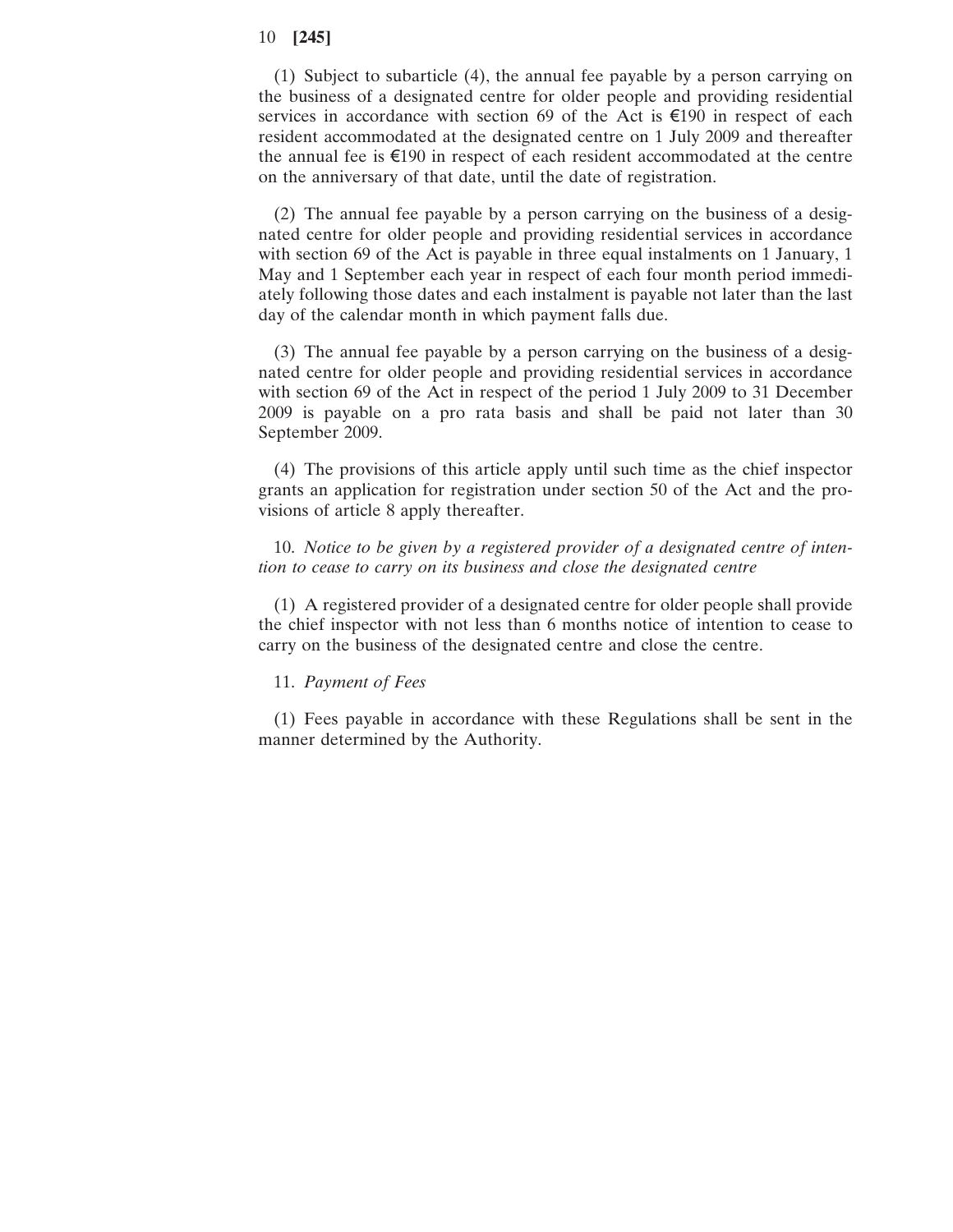(1) Subject to subarticle (4), the annual fee payable by a person carrying on the business of a designated centre for older people and providing residential services in accordance with section 69 of the Act is €190 in respect of each resident accommodated at the designated centre on 1 July 2009 and thereafter the annual fee is €190 in respect of each resident accommodated at the centre on the anniversary of that date, until the date of registration.

(2) The annual fee payable by a person carrying on the business of a designated centre for older people and providing residential services in accordance with section 69 of the Act is payable in three equal instalments on 1 January, 1 May and 1 September each year in respect of each four month period immediately following those dates and each instalment is payable not later than the last day of the calendar month in which payment falls due.

(3) The annual fee payable by a person carrying on the business of a designated centre for older people and providing residential services in accordance with section 69 of the Act in respect of the period 1 July 2009 to 31 December 2009 is payable on a pro rata basis and shall be paid not later than 30 September 2009.

(4) The provisions of this article apply until such time as the chief inspector grants an application for registration under section 50 of the Act and the provisions of article 8 apply thereafter.

10. *Notice to be given by a registered provider of a designated centre of intention to cease to carry on its business and close the designated centre*

(1) A registered provider of a designated centre for older people shall provide the chief inspector with not less than 6 months notice of intention to cease to carry on the business of the designated centre and close the centre.

11. *Payment of Fees*

(1) Fees payable in accordance with these Regulations shall be sent in the manner determined by the Authority.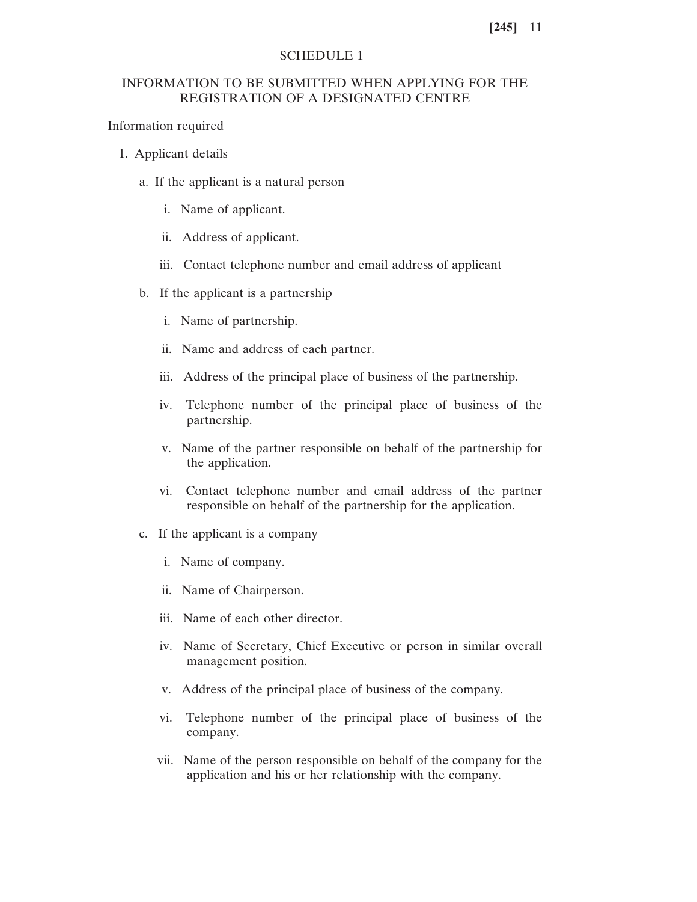# SCHEDULE 1

## INFORMATION TO BE SUBMITTED WHEN APPLYING FOR THE REGISTRATION OF A DESIGNATED CENTRE

Information required

1. Applicant details

   a. If the applicant is a natural person

      i. Name of applicant.

      ii. Address of applicant.

      iii. Contact telephone number and email address of applicant

   b. If the applicant is a partnership

      i. Name of partnership.

      ii. Name and address of each partner.

      iii. Address of the principal place of business of the partnership.

      iv. Telephone number of the principal place of business of the partnership.

      v. Name of the partner responsible on behalf of the partnership for the application.

      vi. Contact telephone number and email address of the partner responsible on behalf of the partnership for the application.

   c. If the applicant is a company

      i. Name of company.

      ii. Name of Chairperson.

      iii. Name of each other director.

      iv. Name of Secretary, Chief Executive or person in similar overall management position.

      v. Address of the principal place of business of the company.

      vi. Telephone number of the principal place of business of the company.

      vii. Name of the person responsible on behalf of the company for the application and his or her relationship with the company.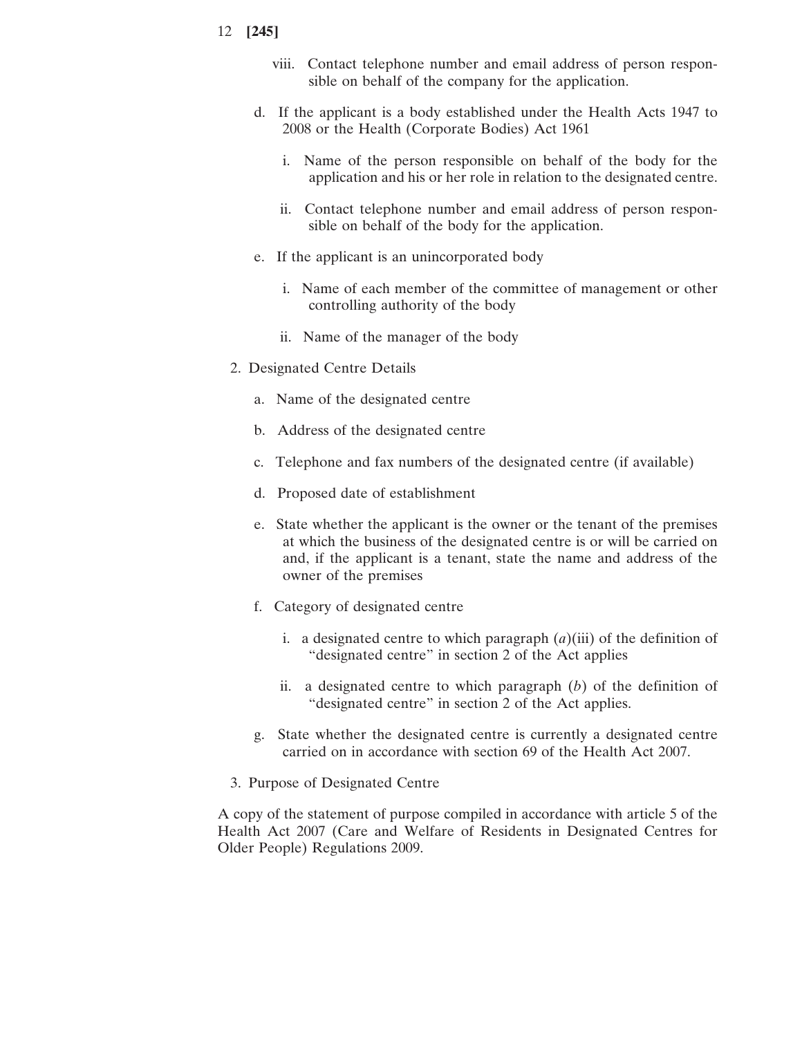viii. Contact telephone number and email address of person responsible on behalf of the company for the application.

d. If the applicant is a body established under the Health Acts 1947 to 2008 or the Health (Corporate Bodies) Act 1961

   i. Name of the person responsible on behalf of the body for the application and his or her role in relation to the designated centre.

   ii. Contact telephone number and email address of person responsible on behalf of the body for the application.

e. If the applicant is an unincorporated body

   i. Name of each member of the committee of management or other controlling authority of the body

   ii. Name of the manager of the body

2. Designated Centre Details

   a. Name of the designated centre

   b. Address of the designated centre

   c. Telephone and fax numbers of the designated centre (if available)

   d. Proposed date of establishment

   e. State whether the applicant is the owner or the tenant of the premises at which the business of the designated centre is or will be carried on and, if the applicant is a tenant, state the name and address of the owner of the premises

   f. Category of designated centre

      i. a designated centre to which paragraph (*a*)(iii) of the definition of "designated centre" in section 2 of the Act applies

      ii. a designated centre to which paragraph (*b*) of the definition of "designated centre" in section 2 of the Act applies.

   g. State whether the designated centre is currently a designated centre carried on in accordance with section 69 of the Health Act 2007.

3. Purpose of Designated Centre

A copy of the statement of purpose compiled in accordance with article 5 of the Health Act 2007 (Care and Welfare of Residents in Designated Centres for Older People) Regulations 2009.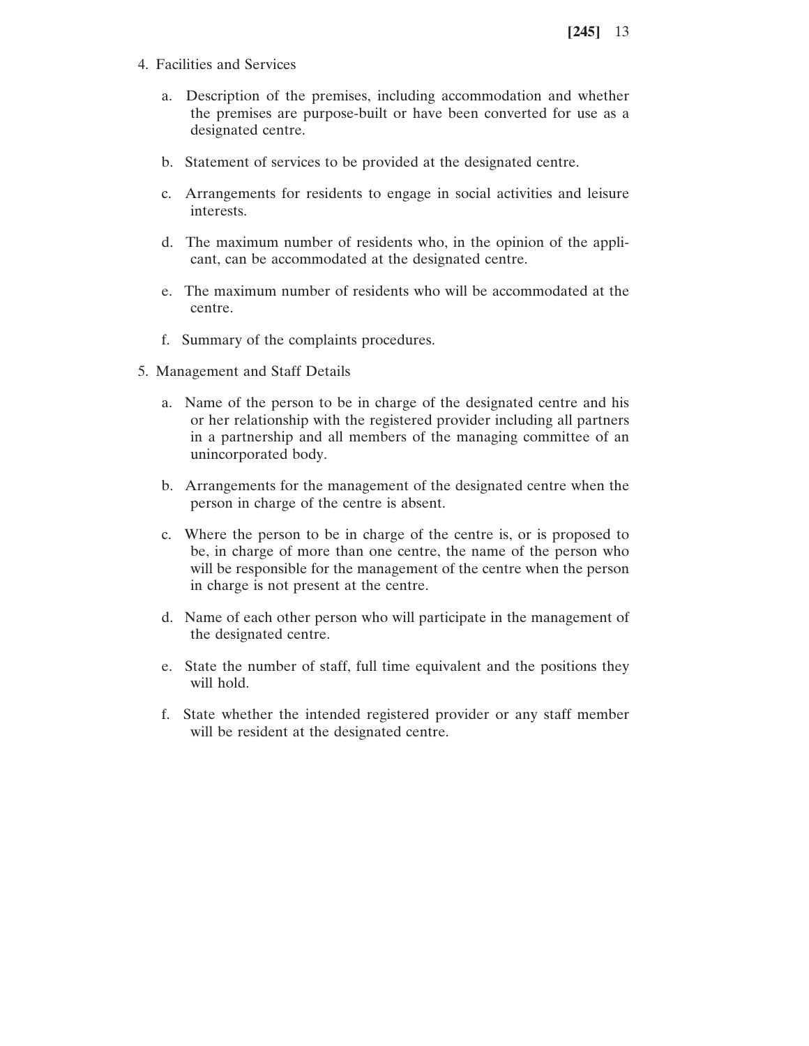4. Facilities and Services

   a. Description of the premises, including accommodation and whether the premises are purpose-built or have been converted for use as a designated centre.

   b. Statement of services to be provided at the designated centre.

   c. Arrangements for residents to engage in social activities and leisure interests.

   d. The maximum number of residents who, in the opinion of the applicant, can be accommodated at the designated centre.

   e. The maximum number of residents who will be accommodated at the centre.

   f. Summary of the complaints procedures.

5. Management and Staff Details

   a. Name of the person to be in charge of the designated centre and his or her relationship with the registered provider including all partners in a partnership and all members of the managing committee of an unincorporated body.

   b. Arrangements for the management of the designated centre when the person in charge of the centre is absent.

   c. Where the person to be in charge of the centre is, or is proposed to be, in charge of more than one centre, the name of the person who will be responsible for the management of the centre when the person in charge is not present at the centre.

   d. Name of each other person who will participate in the management of the designated centre.

   e. State the number of staff, full time equivalent and the positions they will hold.

   f. State whether the intended registered provider or any staff member will be resident at the designated centre.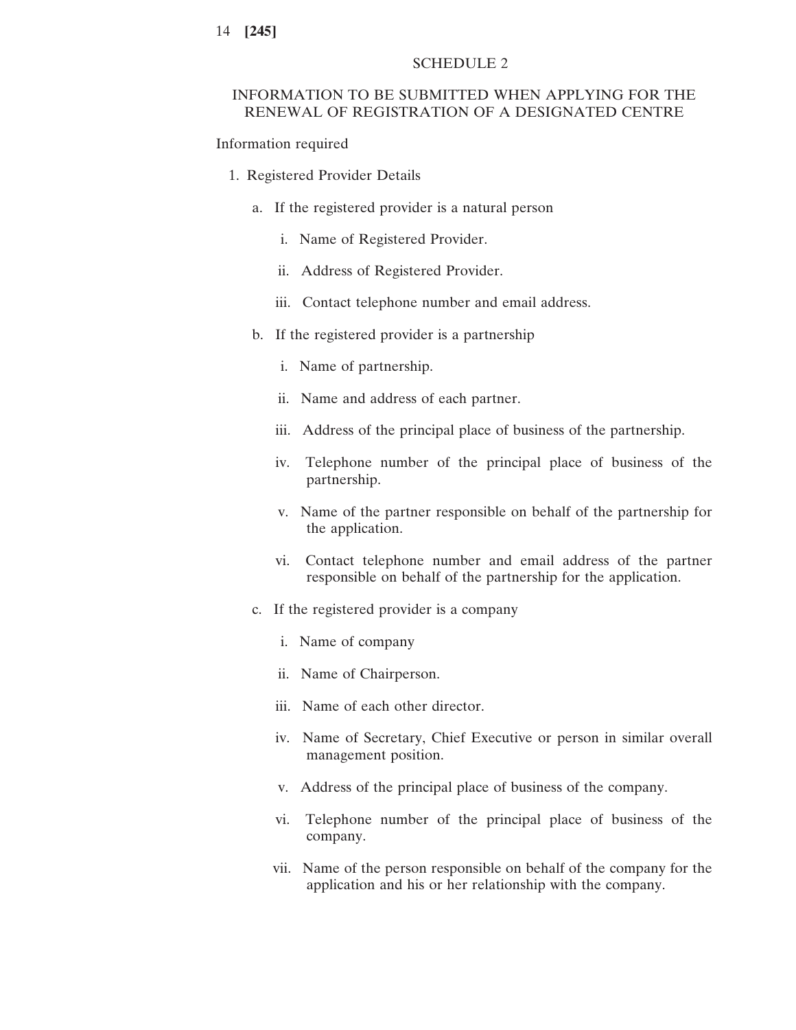## SCHEDULE 2

### INFORMATION TO BE SUBMITTED WHEN APPLYING FOR THE RENEWAL OF REGISTRATION OF A DESIGNATED CENTRE

Information required

1. Registered Provider Details

   a. If the registered provider is a natural person

      i. Name of Registered Provider.

      ii. Address of Registered Provider.

      iii. Contact telephone number and email address.

   b. If the registered provider is a partnership

      i. Name of partnership.

      ii. Name and address of each partner.

      iii. Address of the principal place of business of the partnership.

      iv. Telephone number of the principal place of business of the partnership.

      v. Name of the partner responsible on behalf of the partnership for the application.

      vi. Contact telephone number and email address of the partner responsible on behalf of the partnership for the application.

   c. If the registered provider is a company

      i. Name of company

      ii. Name of Chairperson.

      iii. Name of each other director.

      iv. Name of Secretary, Chief Executive or person in similar overall management position.

      v. Address of the principal place of business of the company.

      vi. Telephone number of the principal place of business of the company.

      vii. Name of the person responsible on behalf of the company for the application and his or her relationship with the company.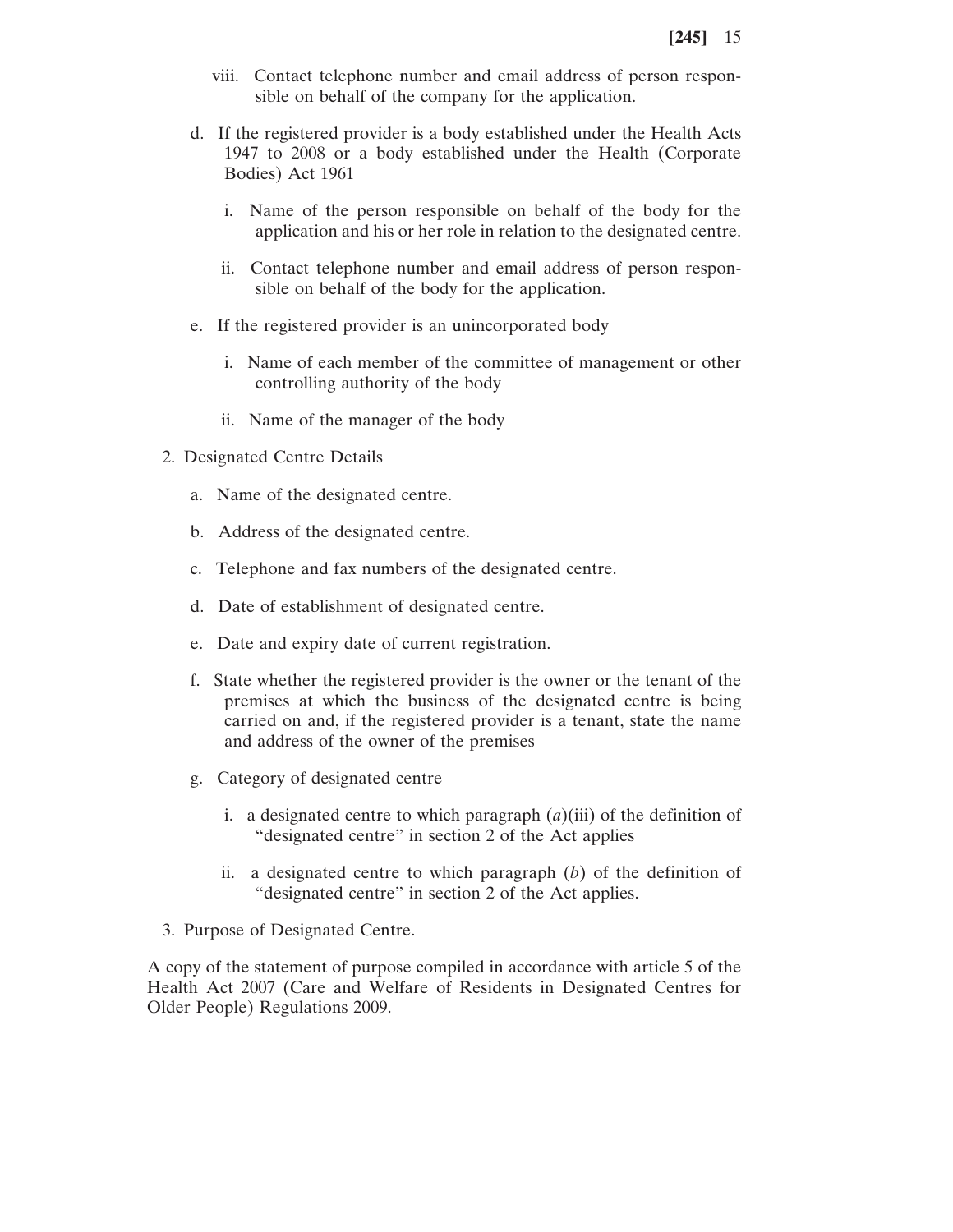viii. Contact telephone number and email address of person responsible on behalf of the company for the application.

d. If the registered provider is a body established under the Health Acts 1947 to 2008 or a body established under the Health (Corporate Bodies) Act 1961

   i. Name of the person responsible on behalf of the body for the application and his or her role in relation to the designated centre.

   ii. Contact telephone number and email address of person responsible on behalf of the body for the application.

e. If the registered provider is an unincorporated body

   i. Name of each member of the committee of management or other controlling authority of the body

   ii. Name of the manager of the body

2. Designated Centre Details

   a. Name of the designated centre.

   b. Address of the designated centre.

   c. Telephone and fax numbers of the designated centre.

   d. Date of establishment of designated centre.

   e. Date and expiry date of current registration.

   f. State whether the registered provider is the owner or the tenant of the premises at which the business of the designated centre is being carried on and, if the registered provider is a tenant, state the name and address of the owner of the premises

   g. Category of designated centre

      i. a designated centre to which paragraph (*a*)(iii) of the definition of "designated centre" in section 2 of the Act applies

      ii. a designated centre to which paragraph (*b*) of the definition of "designated centre" in section 2 of the Act applies.

3. Purpose of Designated Centre.

A copy of the statement of purpose compiled in accordance with article 5 of the Health Act 2007 (Care and Welfare of Residents in Designated Centres for Older People) Regulations 2009.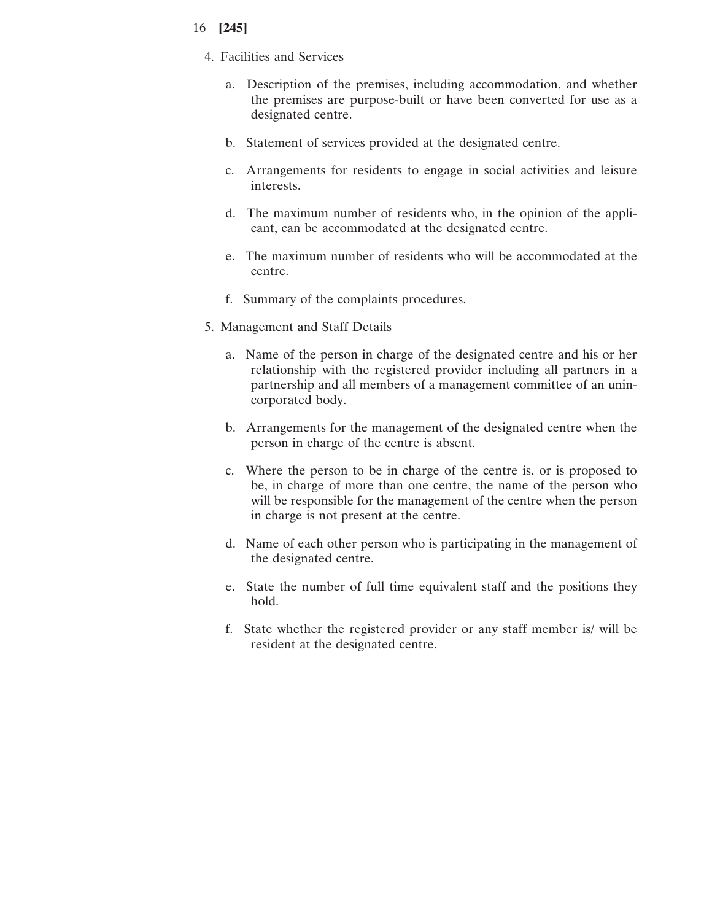4. Facilities and Services

   a. Description of the premises, including accommodation, and whether the premises are purpose-built or have been converted for use as a designated centre.

   b. Statement of services provided at the designated centre.

   c. Arrangements for residents to engage in social activities and leisure interests.

   d. The maximum number of residents who, in the opinion of the applicant, can be accommodated at the designated centre.

   e. The maximum number of residents who will be accommodated at the centre.

   f. Summary of the complaints procedures.

5. Management and Staff Details

   a. Name of the person in charge of the designated centre and his or her relationship with the registered provider including all partners in a partnership and all members of a management committee of an unincorporated body.

   b. Arrangements for the management of the designated centre when the person in charge of the centre is absent.

   c. Where the person to be in charge of the centre is, or is proposed to be, in charge of more than one centre, the name of the person who will be responsible for the management of the centre when the person in charge is not present at the centre.

   d. Name of each other person who is participating in the management of the designated centre.

   e. State the number of full time equivalent staff and the positions they hold.

   f. State whether the registered provider or any staff member is/ will be resident at the designated centre.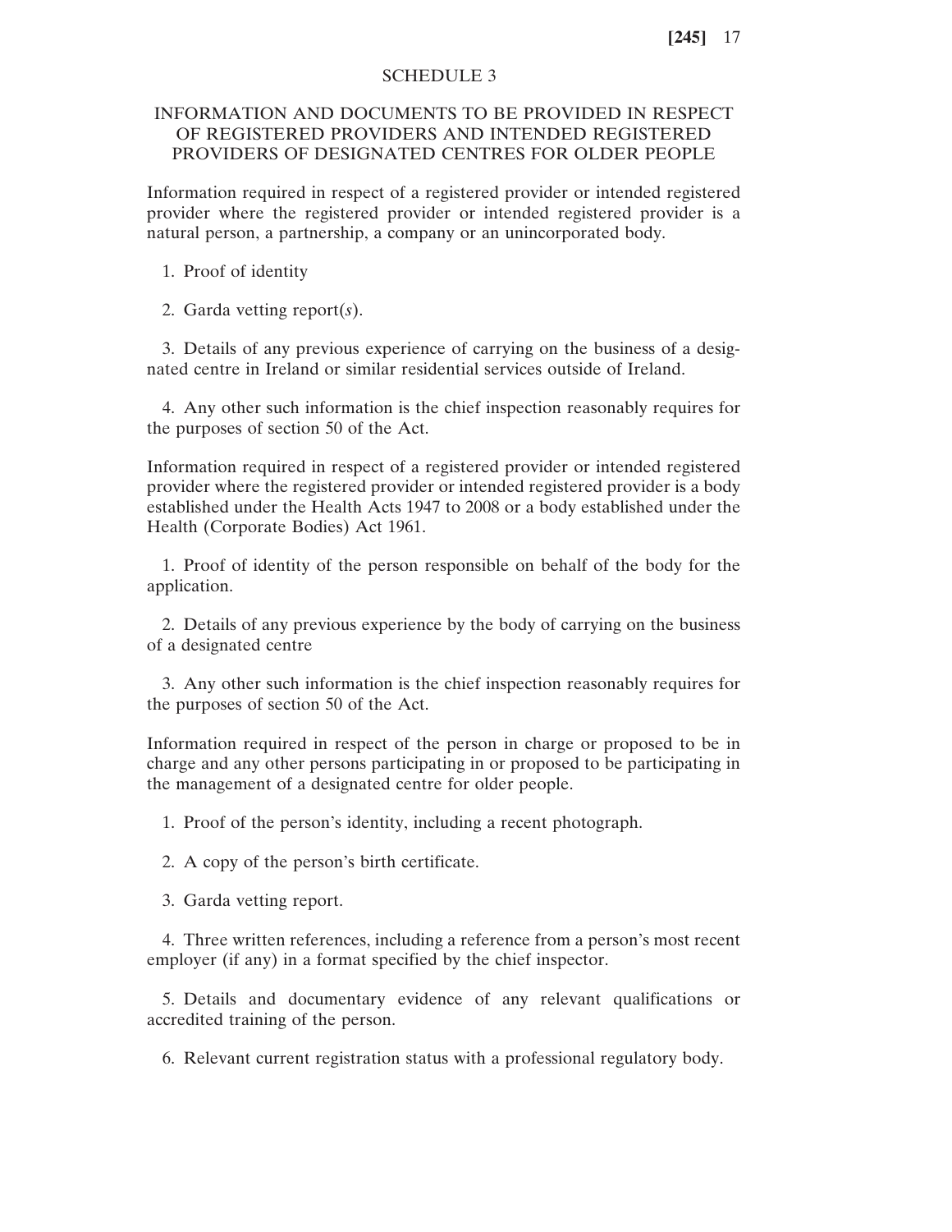## SCHEDULE 3

## INFORMATION AND DOCUMENTS TO BE PROVIDED IN RESPECT OF REGISTERED PROVIDERS AND INTENDED REGISTERED PROVIDERS OF DESIGNATED CENTRES FOR OLDER PEOPLE

Information required in respect of a registered provider or intended registered provider where the registered provider or intended registered provider is a natural person, a partnership, a company or an unincorporated body.

1. Proof of identity

2. Garda vetting report(*s*).

3. Details of any previous experience of carrying on the business of a designated centre in Ireland or similar residential services outside of Ireland.

4. Any other such information is the chief inspection reasonably requires for the purposes of section 50 of the Act.

Information required in respect of a registered provider or intended registered provider where the registered provider or intended registered provider is a body established under the Health Acts 1947 to 2008 or a body established under the Health (Corporate Bodies) Act 1961.

1. Proof of identity of the person responsible on behalf of the body for the application.

2. Details of any previous experience by the body of carrying on the business of a designated centre

3. Any other such information is the chief inspection reasonably requires for the purposes of section 50 of the Act.

Information required in respect of the person in charge or proposed to be in charge and any other persons participating in or proposed to be participating in the management of a designated centre for older people.

1. Proof of the person's identity, including a recent photograph.

2. A copy of the person's birth certificate.

3. Garda vetting report.

4. Three written references, including a reference from a person's most recent employer (if any) in a format specified by the chief inspector.

5. Details and documentary evidence of any relevant qualifications or accredited training of the person.

6. Relevant current registration status with a professional regulatory body.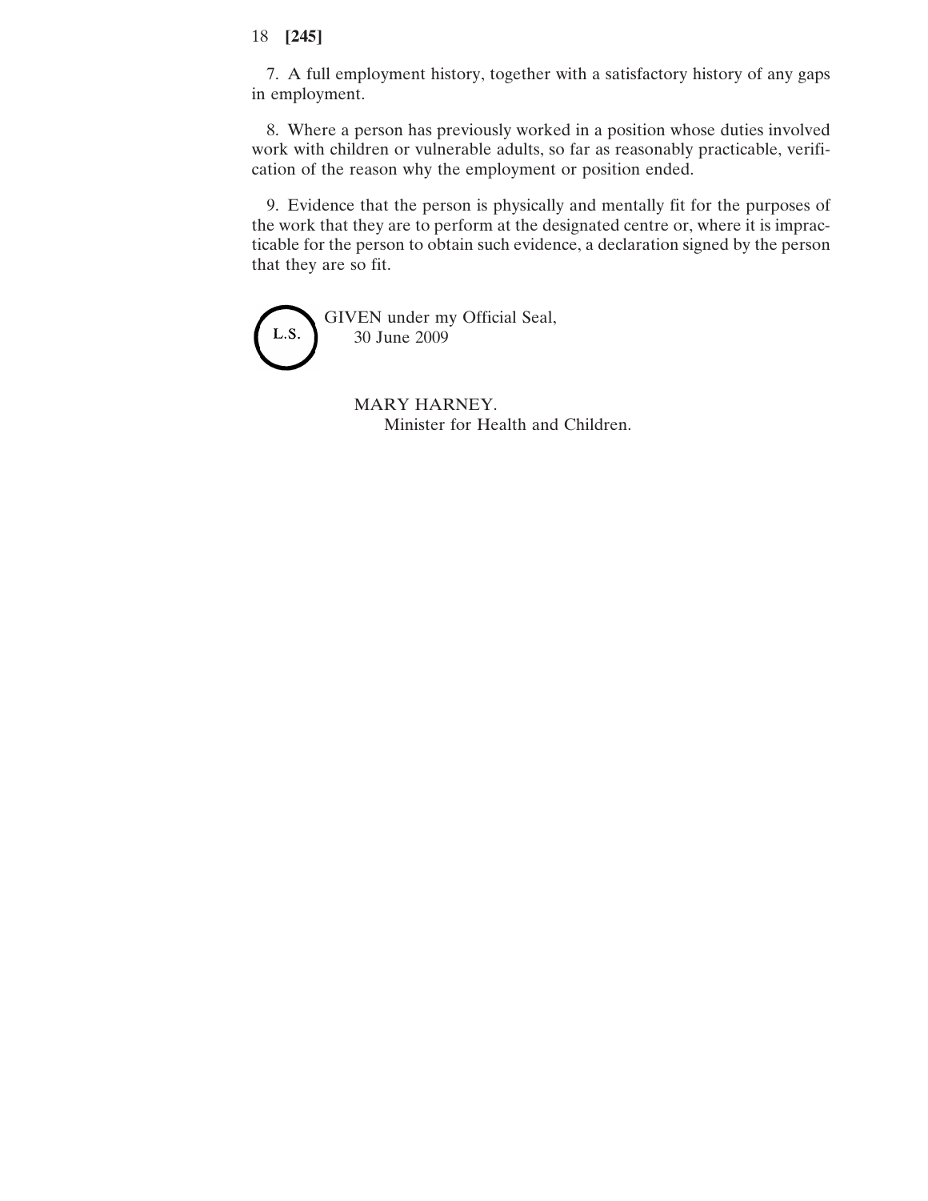7. A full employment history, together with a satisfactory history of any gaps in employment.

8. Where a person has previously worked in a position whose duties involved work with children or vulnerable adults, so far as reasonably practicable, verification of the reason why the employment or position ended.

9. Evidence that the person is physically and mentally fit for the purposes of the work that they are to perform at the designated centre or, where it is impracticable for the person to obtain such evidence, a declaration signed by the person that they are so fit.

L.S.

GIVEN under my Official Seal,
30 June 2009

MARY HARNEY.
Minister for Health and Children.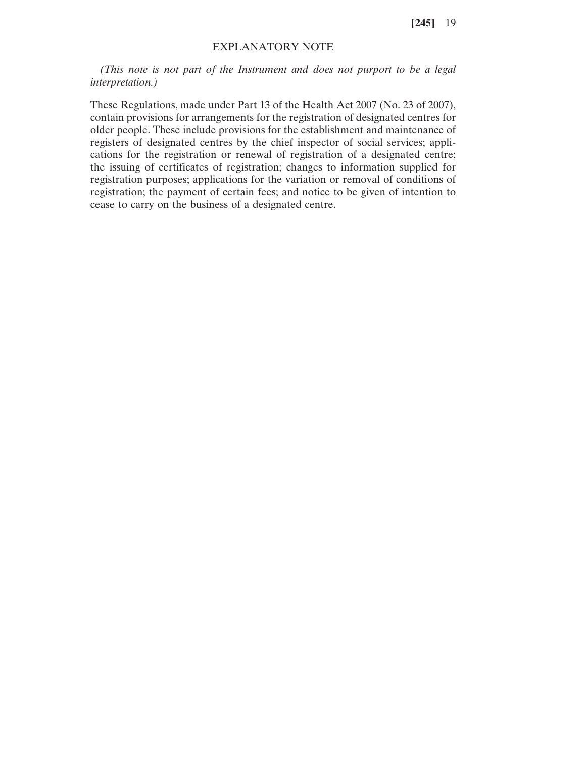## EXPLANATORY NOTE

*(This note is not part of the Instrument and does not purport to be a legal interpretation.)*

These Regulations, made under Part 13 of the Health Act 2007 (No. 23 of 2007), contain provisions for arrangements for the registration of designated centres for older people. These include provisions for the establishment and maintenance of registers of designated centres by the chief inspector of social services; applications for the registration or renewal of registration of a designated centre; the issuing of certificates of registration; changes to information supplied for registration purposes; applications for the variation or removal of conditions of registration; the payment of certain fees; and notice to be given of intention to cease to carry on the business of a designated centre.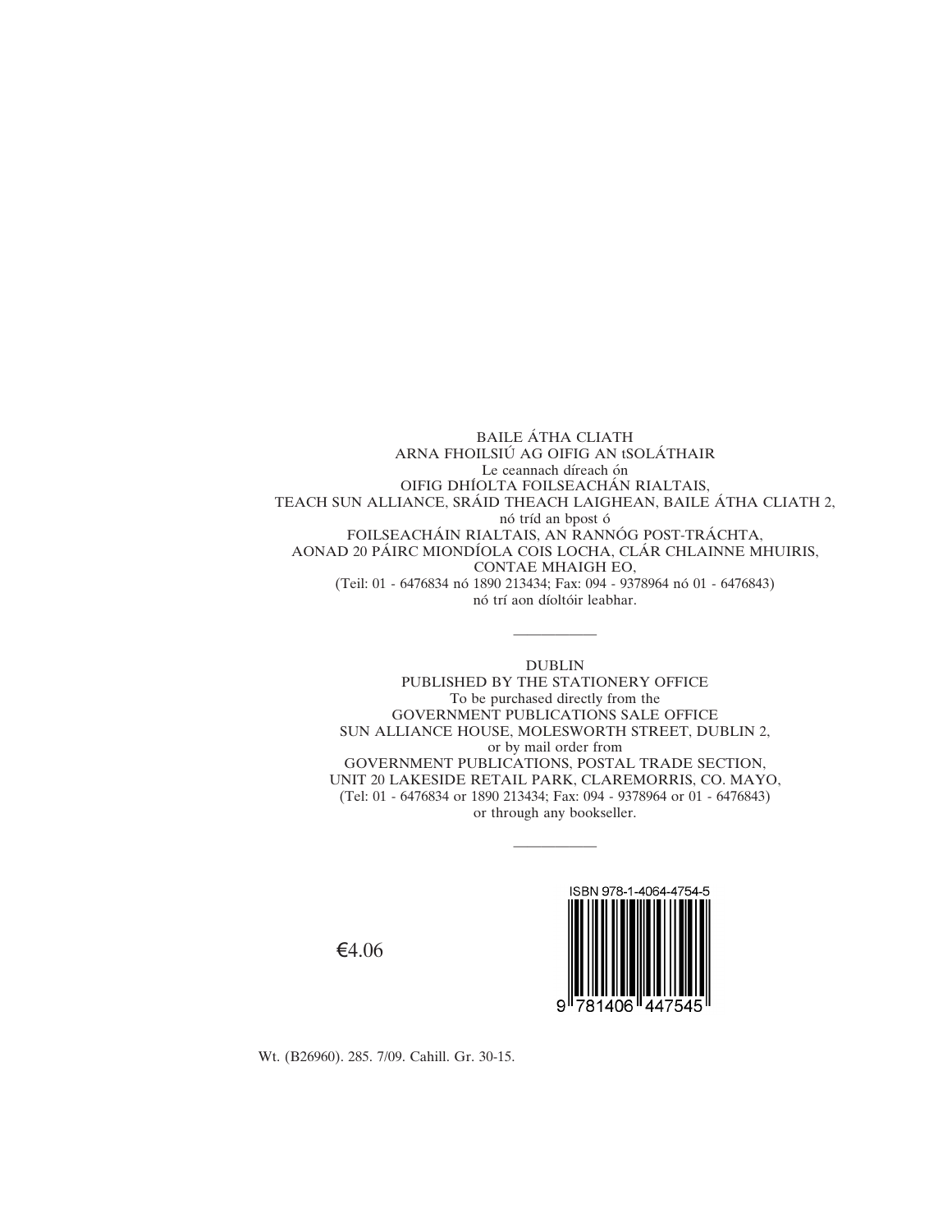BAILE ÁTHA CLIATH
ARNA FHOILSIÚ AG OIFIG AN tSOLÁTHAIR
Le ceannach díreach ón
OIFIG DHÍOLTA FOILSEACHÁN RIALTAIS,
TEACH SUN ALLIANCE, SRÁID THEACH LAIGHEAN, BAILE ÁTHA CLIATH 2,
nó tríd an bpost ó
FOILSEACHÁIN RIALTAIS, AN RANNÓG POST-TRÁCHTA,
AONAD 20 PÁIRC MIONDÍOLA COIS LOCHA, CLÁR CHLAINNE MHUIRIS,
CONTAE MHAIGH EO,
(Teil: 01 - 6476834 nó 1890 213434; Fax: 094 - 9378964 nó 01 - 6476843)
nó trí aon díoltóir leabhar.

---

DUBLIN
PUBLISHED BY THE STATIONERY OFFICE
To be purchased directly from the
GOVERNMENT PUBLICATIONS SALE OFFICE
SUN ALLIANCE HOUSE, MOLESWORTH STREET, DUBLIN 2,
or by mail order from
GOVERNMENT PUBLICATIONS, POSTAL TRADE SECTION,
UNIT 20 LAKESIDE RETAIL PARK, CLAREMORRIS, CO. MAYO,
(Tel: 01 - 6476834 or 1890 213434; Fax: 094 - 9378964 or 01 - 6476843)
or through any bookseller.

---

ISBN 978-1-4064-4754-5

€4.06

9 781406 447545

Wt. (B26960). 285. 7/09. Cahill. Gr. 30-15.